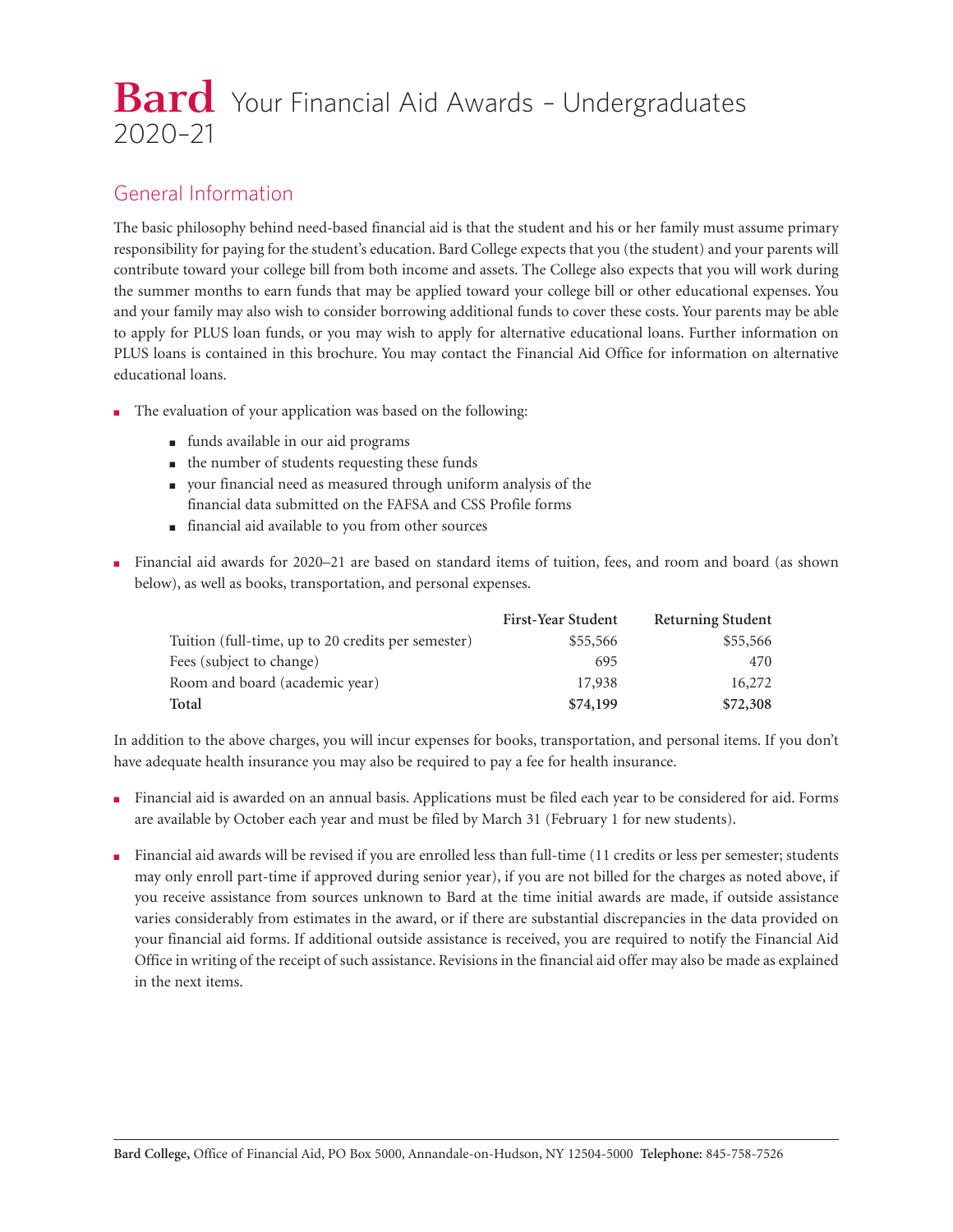# Bard Your Financial Aid Awards – Undergraduates 2020–21

## General Information

The basic philosophy behind need-based financial aid is that the student and his or her family must assume primary responsibility for paying for the student's education. Bard College expects that you (the student) and your parents will contribute toward your college bill from both income and assets. The College also expects that you will work during the summer months to earn funds that may be applied toward your college bill or other educational expenses. You and your family may also wish to consider borrowing additional funds to cover these costs. Your parents may be able to apply for PLUS loan funds, or you may wish to apply for alternative educational loans. Further information on PLUS loans is contained in this brochure. You may contact the Financial Aid Office for information on alternative educational loans.

- The evaluation of your application was based on the following:
  - funds available in our aid programs
  - the number of students requesting these funds
  - your financial need as measured through uniform analysis of the financial data submitted on the FAFSA and CSS Profile forms
  - financial aid available to you from other sources
- Financial aid awards for 2020–21 are based on standard items of tuition, fees, and room and board (as shown below), as well as books, transportation, and personal expenses.

| | First-Year Student | Returning Student |
|---|---|---|
| Tuition (full-time, up to 20 credits per semester) | $55,566 | $55,566 |
| Fees (subject to change) | 695 | 470 |
| Room and board (academic year) | 17,938 | 16,272 |
| **Total** | **$74,199** | **$72,308** |

In addition to the above charges, you will incur expenses for books, transportation, and personal items. If you don't have adequate health insurance you may also be required to pay a fee for health insurance.

- Financial aid is awarded on an annual basis. Applications must be filed each year to be considered for aid. Forms are available by October each year and must be filed by March 31 (February 1 for new students).
- Financial aid awards will be revised if you are enrolled less than full-time (11 credits or less per semester; students may only enroll part-time if approved during senior year), if you are not billed for the charges as noted above, if you receive assistance from sources unknown to Bard at the time initial awards are made, if outside assistance varies considerably from estimates in the award, or if there are substantial discrepancies in the data provided on your financial aid forms. If additional outside assistance is received, you are required to notify the Financial Aid Office in writing of the receipt of such assistance. Revisions in the financial aid offer may also be made as explained in the next items.

**Bard College,** Office of Financial Aid, PO Box 5000, Annandale-on-Hudson, NY 12504-5000 **Telephone:** 845-758-7526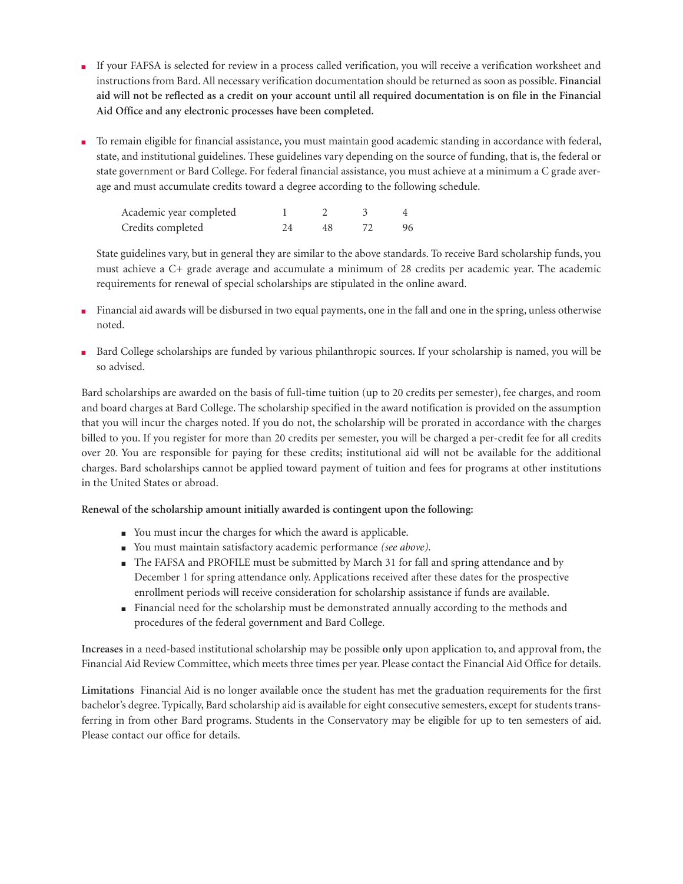- If your FAFSA is selected for review in a process called verification, you will receive a verification worksheet and instructions from Bard. All necessary verification documentation should be returned as soon as possible. **Financial aid will not be reflected as a credit on your account until all required documentation is on file in the Financial Aid Office and any electronic processes have been completed.**

- To remain eligible for financial assistance, you must maintain good academic standing in accordance with federal, state, and institutional guidelines. These guidelines vary depending on the source of funding, that is, the federal or state government or Bard College. For federal financial assistance, you must achieve at a minimum a C grade average and must accumulate credits toward a degree according to the following schedule.

  | Academic year completed | 1 | 2 | 3 | 4 |
  |---|---|---|---|---|
  | Credits completed | 24 | 48 | 72 | 96 |

  State guidelines vary, but in general they are similar to the above standards. To receive Bard scholarship funds, you must achieve a C+ grade average and accumulate a minimum of 28 credits per academic year. The academic requirements for renewal of special scholarships are stipulated in the online award.

- Financial aid awards will be disbursed in two equal payments, one in the fall and one in the spring, unless otherwise noted.

- Bard College scholarships are funded by various philanthropic sources. If your scholarship is named, you will be so advised.

Bard scholarships are awarded on the basis of full-time tuition (up to 20 credits per semester), fee charges, and room and board charges at Bard College. The scholarship specified in the award notification is provided on the assumption that you will incur the charges noted. If you do not, the scholarship will be prorated in accordance with the charges billed to you. If you register for more than 20 credits per semester, you will be charged a per-credit fee for all credits over 20. You are responsible for paying for these credits; institutional aid will not be available for the additional charges. Bard scholarships cannot be applied toward payment of tuition and fees for programs at other institutions in the United States or abroad.

**Renewal of the scholarship amount initially awarded is contingent upon the following:**

- You must incur the charges for which the award is applicable.
- You must maintain satisfactory academic performance *(see above)*.
- The FAFSA and PROFILE must be submitted by March 31 for fall and spring attendance and by December 1 for spring attendance only. Applications received after these dates for the prospective enrollment periods will receive consideration for scholarship assistance if funds are available.
- Financial need for the scholarship must be demonstrated annually according to the methods and procedures of the federal government and Bard College.

**Increases** in a need-based institutional scholarship may be possible **only** upon application to, and approval from, the Financial Aid Review Committee, which meets three times per year. Please contact the Financial Aid Office for details.

**Limitations** Financial Aid is no longer available once the student has met the graduation requirements for the first bachelor's degree. Typically, Bard scholarship aid is available for eight consecutive semesters, except for students transferring in from other Bard programs. Students in the Conservatory may be eligible for up to ten semesters of aid. Please contact our office for details.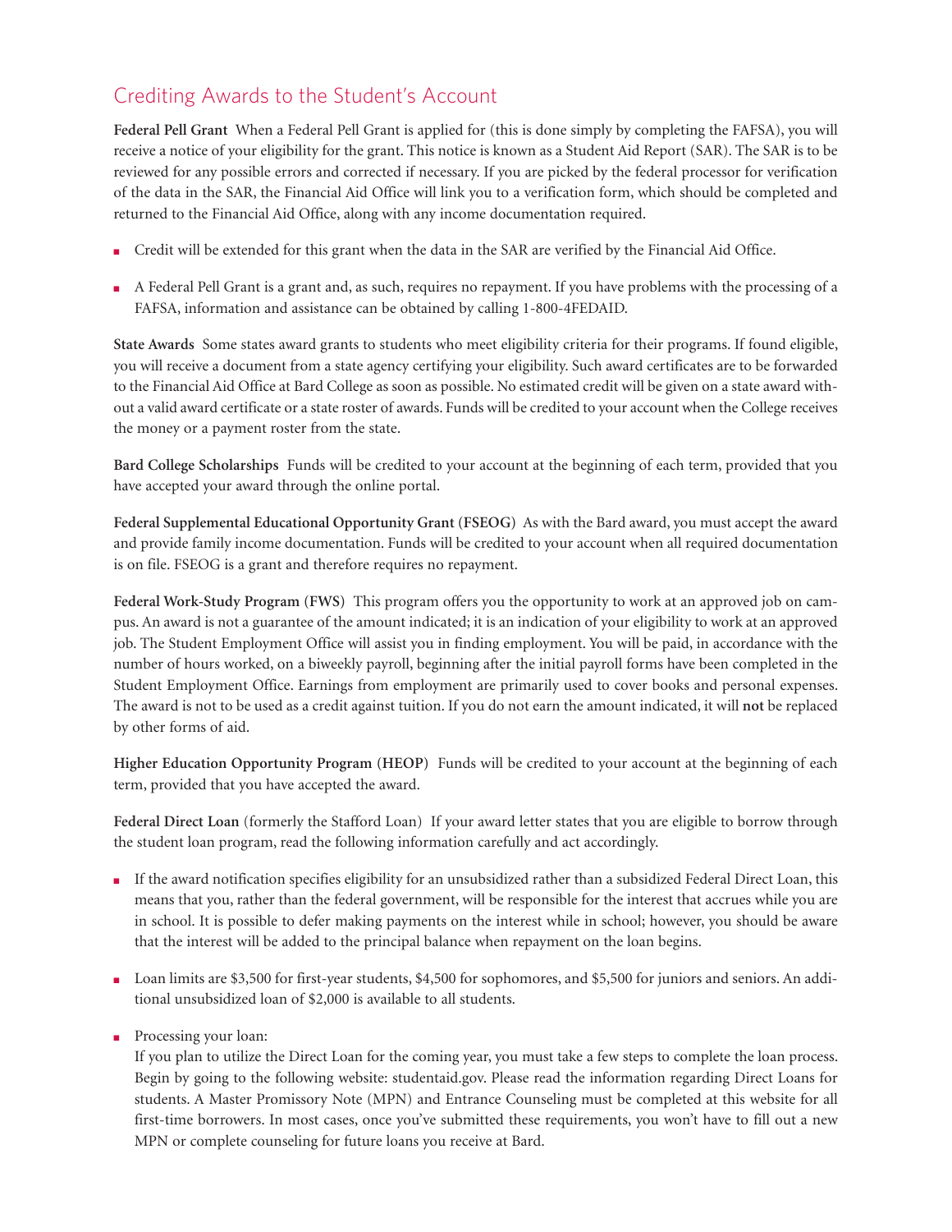## Crediting Awards to the Student's Account

**Federal Pell Grant** When a Federal Pell Grant is applied for (this is done simply by completing the FAFSA), you will receive a notice of your eligibility for the grant. This notice is known as a Student Aid Report (SAR). The SAR is to be reviewed for any possible errors and corrected if necessary. If you are picked by the federal processor for verification of the data in the SAR, the Financial Aid Office will link you to a verification form, which should be completed and returned to the Financial Aid Office, along with any income documentation required.

- Credit will be extended for this grant when the data in the SAR are verified by the Financial Aid Office.
- A Federal Pell Grant is a grant and, as such, requires no repayment. If you have problems with the processing of a FAFSA, information and assistance can be obtained by calling 1-800-4FEDAID.

**State Awards** Some states award grants to students who meet eligibility criteria for their programs. If found eligible, you will receive a document from a state agency certifying your eligibility. Such award certificates are to be forwarded to the Financial Aid Office at Bard College as soon as possible. No estimated credit will be given on a state award without a valid award certificate or a state roster of awards. Funds will be credited to your account when the College receives the money or a payment roster from the state.

**Bard College Scholarships** Funds will be credited to your account at the beginning of each term, provided that you have accepted your award through the online portal.

**Federal Supplemental Educational Opportunity Grant (FSEOG)** As with the Bard award, you must accept the award and provide family income documentation. Funds will be credited to your account when all required documentation is on file. FSEOG is a grant and therefore requires no repayment.

**Federal Work-Study Program (FWS)** This program offers you the opportunity to work at an approved job on campus. An award is not a guarantee of the amount indicated; it is an indication of your eligibility to work at an approved job. The Student Employment Office will assist you in finding employment. You will be paid, in accordance with the number of hours worked, on a biweekly payroll, beginning after the initial payroll forms have been completed in the Student Employment Office. Earnings from employment are primarily used to cover books and personal expenses. The award is not to be used as a credit against tuition. If you do not earn the amount indicated, it will **not** be replaced by other forms of aid.

**Higher Education Opportunity Program (HEOP)** Funds will be credited to your account at the beginning of each term, provided that you have accepted the award.

**Federal Direct Loan** (formerly the Stafford Loan) If your award letter states that you are eligible to borrow through the student loan program, read the following information carefully and act accordingly.

- If the award notification specifies eligibility for an unsubsidized rather than a subsidized Federal Direct Loan, this means that you, rather than the federal government, will be responsible for the interest that accrues while you are in school. It is possible to defer making payments on the interest while in school; however, you should be aware that the interest will be added to the principal balance when repayment on the loan begins.
- Loan limits are $3,500 for first-year students, $4,500 for sophomores, and $5,500 for juniors and seniors. An additional unsubsidized loan of $2,000 is available to all students.
- Processing your loan:
  If you plan to utilize the Direct Loan for the coming year, you must take a few steps to complete the loan process. Begin by going to the following website: studentaid.gov. Please read the information regarding Direct Loans for students. A Master Promissory Note (MPN) and Entrance Counseling must be completed at this website for all first-time borrowers. In most cases, once you've submitted these requirements, you won't have to fill out a new MPN or complete counseling for future loans you receive at Bard.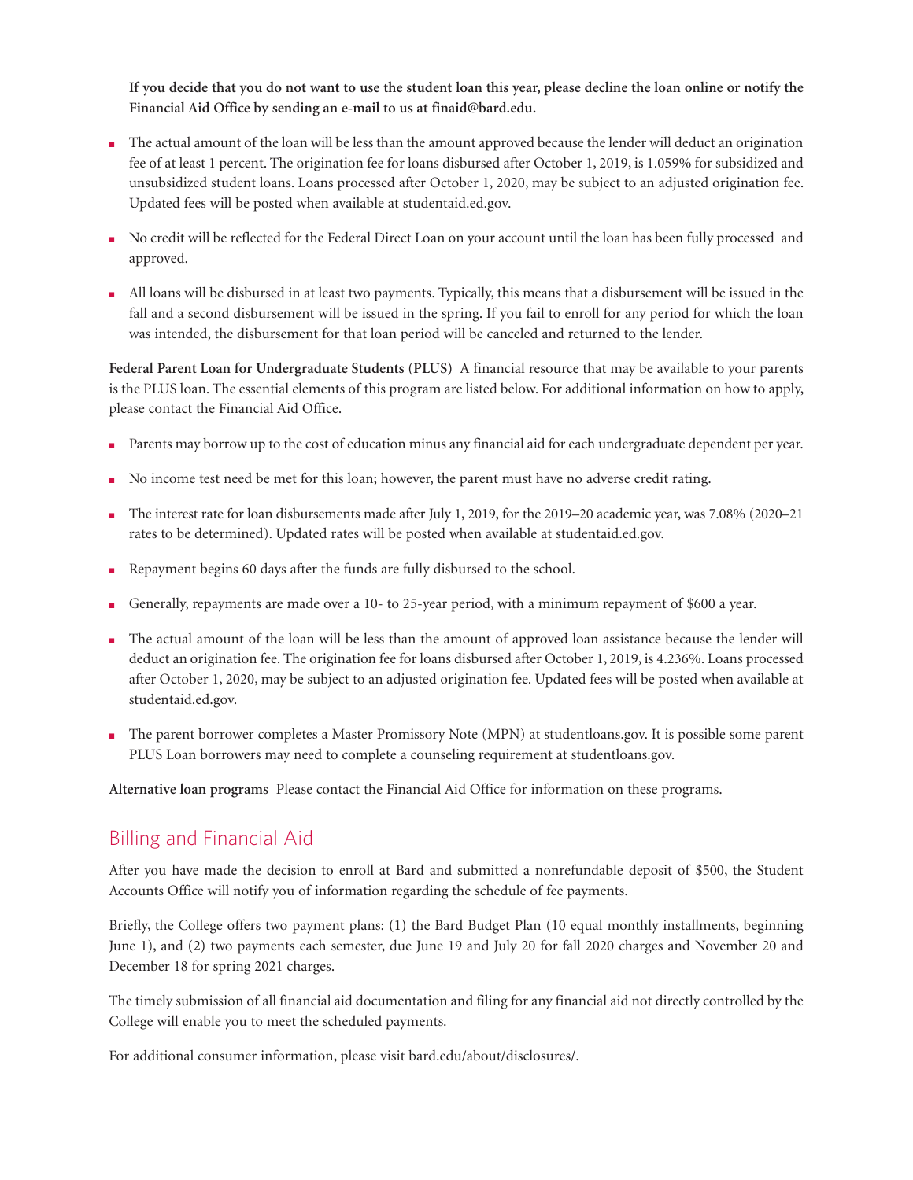**If you decide that you do not want to use the student loan this year, please decline the loan online or notify the Financial Aid Office by sending an e-mail to us at finaid@bard.edu.**

- The actual amount of the loan will be less than the amount approved because the lender will deduct an origination fee of at least 1 percent. The origination fee for loans disbursed after October 1, 2019, is 1.059% for subsidized and unsubsidized student loans. Loans processed after October 1, 2020, may be subject to an adjusted origination fee. Updated fees will be posted when available at studentaid.ed.gov.
- No credit will be reflected for the Federal Direct Loan on your account until the loan has been fully processed and approved.
- All loans will be disbursed in at least two payments. Typically, this means that a disbursement will be issued in the fall and a second disbursement will be issued in the spring. If you fail to enroll for any period for which the loan was intended, the disbursement for that loan period will be canceled and returned to the lender.

**Federal Parent Loan for Undergraduate Students (PLUS)** A financial resource that may be available to your parents is the PLUS loan. The essential elements of this program are listed below. For additional information on how to apply, please contact the Financial Aid Office.

- Parents may borrow up to the cost of education minus any financial aid for each undergraduate dependent per year.
- No income test need be met for this loan; however, the parent must have no adverse credit rating.
- The interest rate for loan disbursements made after July 1, 2019, for the 2019–20 academic year, was 7.08% (2020–21 rates to be determined). Updated rates will be posted when available at studentaid.ed.gov.
- Repayment begins 60 days after the funds are fully disbursed to the school.
- Generally, repayments are made over a 10- to 25-year period, with a minimum repayment of $600 a year.
- The actual amount of the loan will be less than the amount of approved loan assistance because the lender will deduct an origination fee. The origination fee for loans disbursed after October 1, 2019, is 4.236%. Loans processed after October 1, 2020, may be subject to an adjusted origination fee. Updated fees will be posted when available at studentaid.ed.gov.
- The parent borrower completes a Master Promissory Note (MPN) at studentloans.gov. It is possible some parent PLUS Loan borrowers may need to complete a counseling requirement at studentloans.gov.

**Alternative loan programs** Please contact the Financial Aid Office for information on these programs.

## Billing and Financial Aid

After you have made the decision to enroll at Bard and submitted a nonrefundable deposit of $500, the Student Accounts Office will notify you of information regarding the schedule of fee payments.

Briefly, the College offers two payment plans: (1) the Bard Budget Plan (10 equal monthly installments, beginning June 1), and (2) two payments each semester, due June 19 and July 20 for fall 2020 charges and November 20 and December 18 for spring 2021 charges.

The timely submission of all financial aid documentation and filing for any financial aid not directly controlled by the College will enable you to meet the scheduled payments.

For additional consumer information, please visit bard.edu/about/disclosures/.